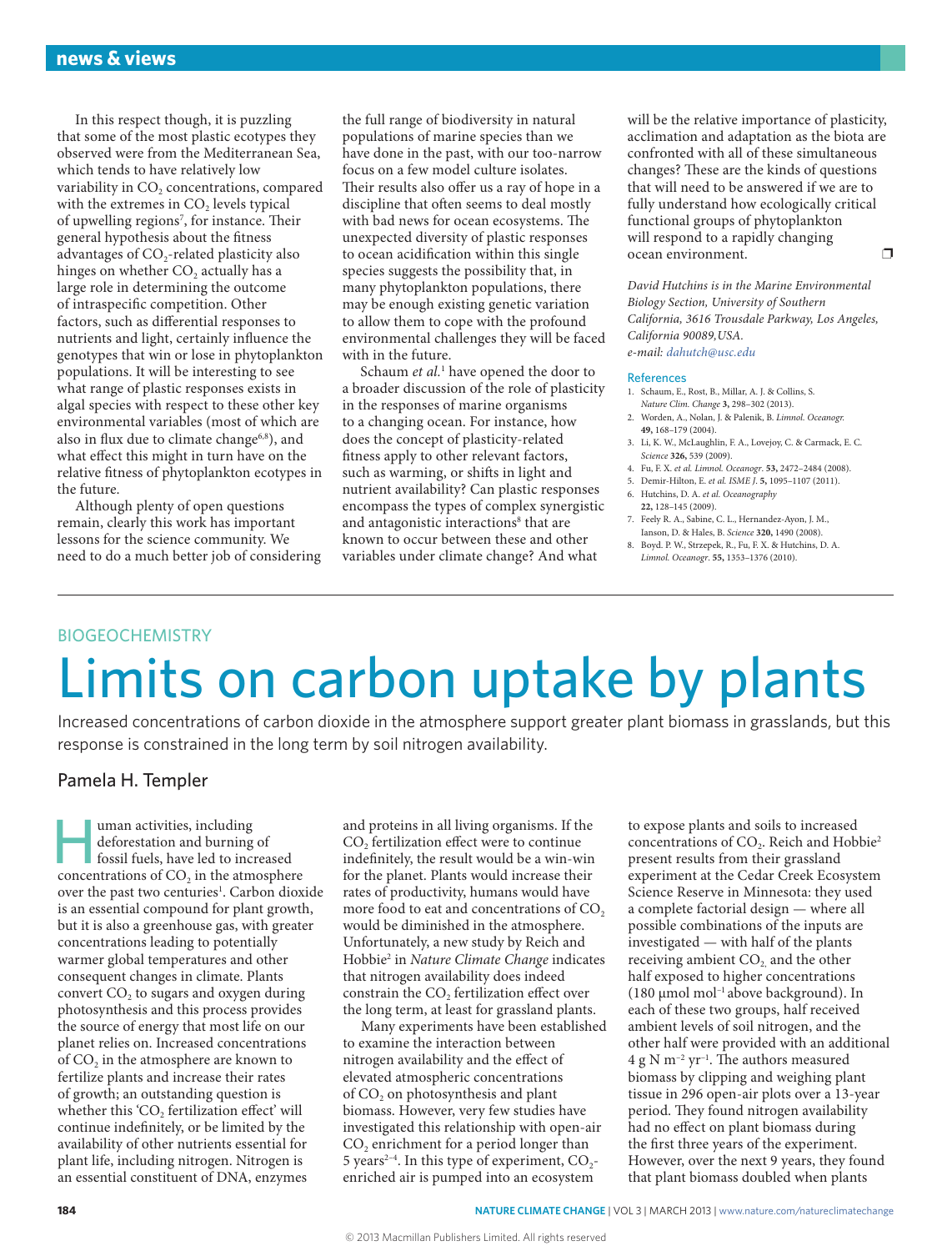In this respect though, it is puzzling that some of the most plastic ecotypes they observed were from the Mediterranean Sea, which tends to have relatively low variability in $CO_2$ concentrations, compared with the extremes in $CO_2$ levels typical of upwelling regions[7], for instance. Their general hypothesis about the fitness advantages of $CO_2$-related plasticity also hinges on whether $CO_2$ actually has a large role in determining the outcome of intraspecific competition. Other factors, such as differential responses to nutrients and light, certainly influence the genotypes that win or lose in phytoplankton populations. It will be interesting to see what range of plastic responses exists in algal species with respect to these other key environmental variables (most of which are also in flux due to climate change[6,8]), and what effect this might in turn have on the relative fitness of phytoplankton ecotypes in the future.

Although plenty of open questions remain, clearly this work has important lessons for the science community. We need to do a much better job of considering the full range of biodiversity in natural populations of marine species than we have done in the past, with our too-narrow focus on a few model culture isolates. Their results also offer us a ray of hope in a discipline that often seems to deal mostly with bad news for ocean ecosystems. The unexpected diversity of plastic responses to ocean acidification within this single species suggests the possibility that, in many phytoplankton populations, there may be enough existing genetic variation to allow them to cope with the profound environmental challenges they will be faced with in the future.

Schaum *et al.*[1] have opened the door to a broader discussion of the role of plasticity in the responses of marine organisms to a changing ocean. For instance, how does the concept of plasticity-related fitness apply to other relevant factors, such as warming, or shifts in light and nutrient availability? Can plastic responses encompass the types of complex synergistic and antagonistic interactions[8] that are known to occur between these and other variables under climate change? And what will be the relative importance of plasticity, acclimation and adaptation as the biota are confronted with all of these simultaneous changes? These are the kinds of questions that will need to be answered if we are to fully understand how ecologically critical functional groups of phytoplankton will respond to a rapidly changing ocean environment. ❐

*David Hutchins is in the Marine Environmental Biology Section, University of Southern California, 3616 Trousdale Parkway, Los Angeles, California 90089, USA.*
*e-mail: dahutch@usc.edu*

## References

1. Schaum, E., Rost, B., Millar, A. J. & Collins, S. *Nature Clim. Change* **3**, 298–302 (2013).
2. Worden, A., Nolan, J. & Palenik, B. *Limnol. Oceanogr.* **49**, 168–179 (2004).
3. Li, K. W., McLaughlin, F. A., Lovejoy, C. & Carmack, E. C. *Science* **326**, 539 (2009).
4. Fu, F. X. *et al. Limnol. Oceanogr.* **53**, 2472–2484 (2008).
5. Demir-Hilton, E. *et al. ISME J.* **5**, 1095–1107 (2011).
6. Hutchins, D. A. *et al. Oceanography* **22**, 128–145 (2009).
7. Feely R. A., Sabine, C. L., Hernandez-Ayon, J. M., Ianson, D. & Hales, B. *Science* **320**, 1490 (2008).
8. Boyd. P. W., Strzepek, R., Fu, F. X. & Hutchins, D. A. *Limnol. Oceanogr.* **55**, 1353–1376 (2010).

---

BIOGEOCHEMISTRY

# Limits on carbon uptake by plants

Increased concentrations of carbon dioxide in the atmosphere support greater plant biomass in grasslands, but this response is constrained in the long term by soil nitrogen availability.

## Pamela H. Templer

Human activities, including deforestation and burning of fossil fuels, have led to increased concentrations of $CO_2$ in the atmosphere over the past two centuries[1]. Carbon dioxide is an essential compound for plant growth, but it is also a greenhouse gas, with greater concentrations leading to potentially warmer global temperatures and other consequent changes in climate. Plants convert $CO_2$ to sugars and oxygen during photosynthesis and this process provides the source of energy that most life on our planet relies on. Increased concentrations of $CO_2$ in the atmosphere are known to fertilize plants and increase their rates of growth; an outstanding question is whether this '$CO_2$ fertilization effect' will continue indefinitely, or be limited by the availability of other nutrients essential for plant life, including nitrogen. Nitrogen is an essential constituent of DNA, enzymes and proteins in all living organisms. If the $CO_2$ fertilization effect were to continue indefinitely, the result would be a win-win for the planet. Plants would increase their rates of productivity, humans would have more food to eat and concentrations of $CO_2$ would be diminished in the atmosphere. Unfortunately, a new study by Reich and Hobbie[2] in *Nature Climate Change* indicates that nitrogen availability does indeed constrain the $CO_2$ fertilization effect over the long term, at least for grassland plants.

Many experiments have been established to examine the interaction between nitrogen availability and the effect of elevated atmospheric concentrations of $CO_2$ on photosynthesis and plant biomass. However, very few studies have investigated this relationship with open-air $CO_2$ enrichment for a period longer than 5 years[2–4]. In this type of experiment, $CO_2$-enriched air is pumped into an ecosystem to expose plants and soils to increased concentrations of $CO_2$. Reich and Hobbie[2] present results from their grassland experiment at the Cedar Creek Ecosystem Science Reserve in Minnesota: they used a complete factorial design — where all possible combinations of the inputs are investigated — with half of the plants receiving ambient $CO_2$, and the other half exposed to higher concentrations (180 μmol $mol^{-1}$ above background). In each of these two groups, half received ambient levels of soil nitrogen, and the other half were provided with an additional 4 g N $m^{-2}$ $yr^{-1}$. The authors measured biomass by clipping and weighing plant tissue in 296 open-air plots over a 13-year period. They found nitrogen availability had no effect on plant biomass during the first three years of the experiment. However, over the next 9 years, they found that plant biomass doubled when plants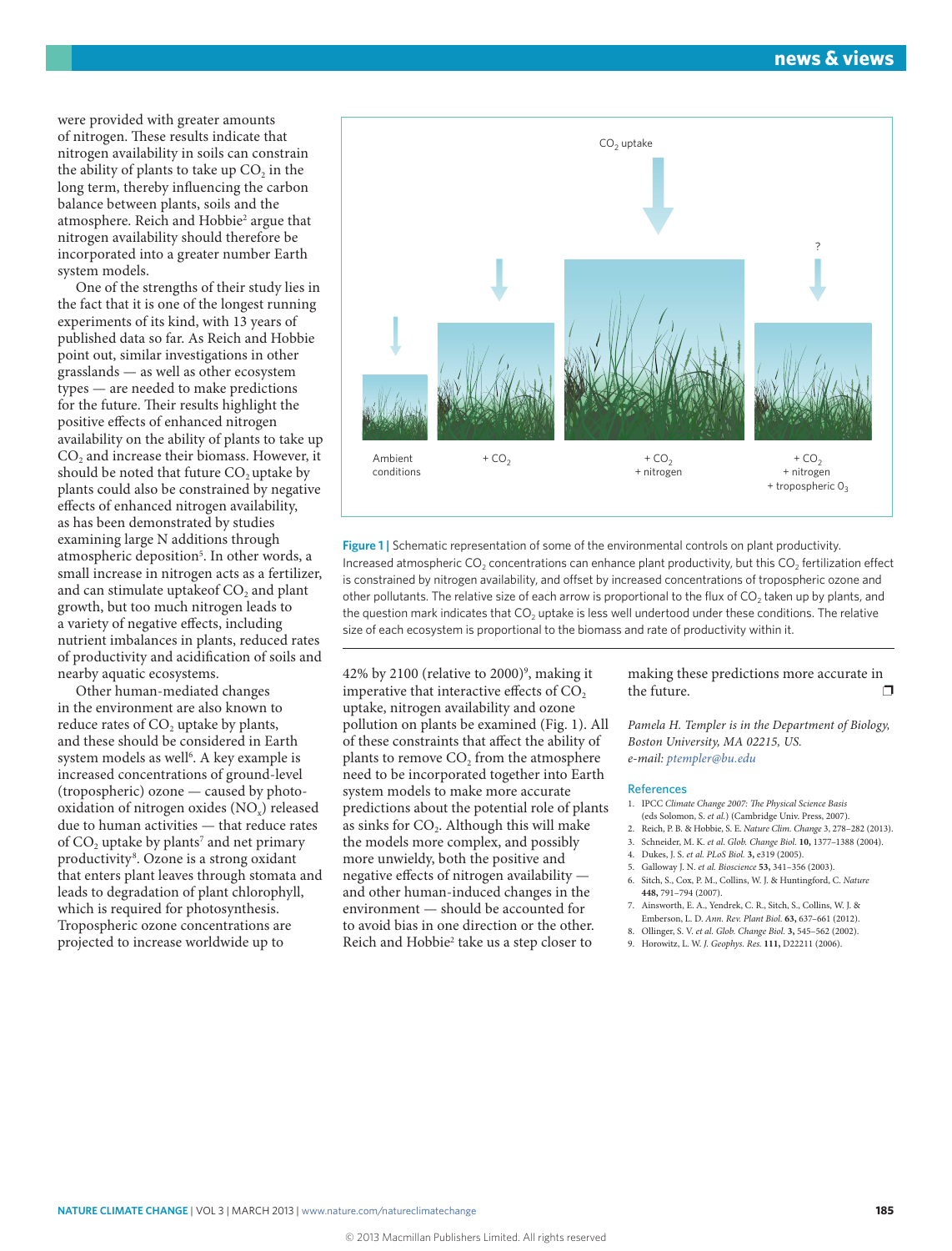were provided with greater amounts of nitrogen. These results indicate that nitrogen availability in soils can constrain the ability of plants to take up $CO_2$ in the long term, thereby influencing the carbon balance between plants, soils and the atmosphere. Reich and Hobbie[2] argue that nitrogen availability should therefore be incorporated into a greater number Earth system models.

One of the strengths of their study lies in the fact that it is one of the longest running experiments of its kind, with 13 years of published data so far. As Reich and Hobbie point out, similar investigations in other grasslands — as well as other ecosystem types — are needed to make predictions for the future. Their results highlight the positive effects of enhanced nitrogen availability on the ability of plants to take up $CO_2$ and increase their biomass. However, it should be noted that future $CO_2$ uptake by plants could also be constrained by negative effects of enhanced nitrogen availability, as has been demonstrated by studies examining large N additions through atmospheric deposition[5]. In other words, a small increase in nitrogen acts as a fertilizer, and can stimulate uptakeof $CO_2$ and plant growth, but too much nitrogen leads to a variety of negative effects, including nutrient imbalances in plants, reduced rates of productivity and acidification of soils and nearby aquatic ecosystems.

Other human-mediated changes in the environment are also known to reduce rates of $CO_2$ uptake by plants, and these should be considered in Earth system models as well[6]. A key example is increased concentrations of ground-level (tropospheric) ozone — caused by photo-oxidation of nitrogen oxides ($NO_x$) released due to human activities — that reduce rates of $CO_2$ uptake by plants[7] and net primary productivity[8]. Ozone is a strong oxidant that enters plant leaves through stomata and leads to degradation of plant chlorophyll, which is required for photosynthesis. Tropospheric ozone concentrations are projected to increase worldwide up to 42% by 2100 (relative to 2000)[9], making it imperative that interactive effects of $CO_2$ uptake, nitrogen availability and ozone pollution on plants be examined (Fig. 1). All of these constraints that affect the ability of plants to remove $CO_2$ from the atmosphere need to be incorporated together into Earth system models to make more accurate predictions about the potential role of plants as sinks for $CO_2$. Although this will make the models more complex, and possibly more unwieldy, both the positive and negative effects of nitrogen availability — and other human-induced changes in the environment — should be accounted for to avoid bias in one direction or the other. Reich and Hobbie[2] take us a step closer to making these predictions more accurate in the future. ❒

$CO_2$ uptake

?

Ambient conditions

+ $CO_2$

+ $CO_2$
+ nitrogen

+ $CO_2$
+ nitrogen
+ tropospheric $O_3$

**Figure 1 |** Schematic representation of some of the environmental controls on plant productivity. Increased atmospheric $CO_2$ concentrations can enhance plant productivity, but this $CO_2$ fertilization effect is constrained by nitrogen availability, and offset by increased concentrations of tropospheric ozone and other pollutants. The relative size of each arrow is proportional to the flux of $CO_2$ taken up by plants, and the question mark indicates that $CO_2$ uptake is less well undertood under these conditions. The relative size of each ecosystem is proportional to the biomass and rate of productivity within it.

*Pamela H. Templer is in the Department of Biology, Boston University, MA 02215, US.*
*e-mail: ptempler@bu.edu*

### References

1. IPCC *Climate Change 2007: The Physical Science Basis* (eds Solomon, S. *et al.*) (Cambridge Univ. Press, 2007).
2. Reich, P. B. & Hobbie, S. E. *Nature Clim. Change* 3, 278–282 (2013).
3. Schneider, M. K. *et al. Glob. Change Biol.* **10,** 1377–1388 (2004).
4. Dukes, J. S. *et al. PLoS Biol.* **3,** e319 (2005).
5. Galloway J. N. *et al. Bioscience* **53,** 341–356 (2003).
6. Sitch, S., Cox, P. M., Collins, W. J. & Huntingford, C. *Nature* **448,** 791–794 (2007).
7. Ainsworth, E. A., Yendrek, C. R., Sitch, S., Collins, W. J. & Emberson, L. D. *Ann. Rev. Plant Biol.* **63,** 637–661 (2012).
8. Ollinger, S. V. *et al. Glob. Change Biol.* **3,** 545–562 (2002).
9. Horowitz, L. W. *J. Geophys. Res.* **111,** D22211 (2006).